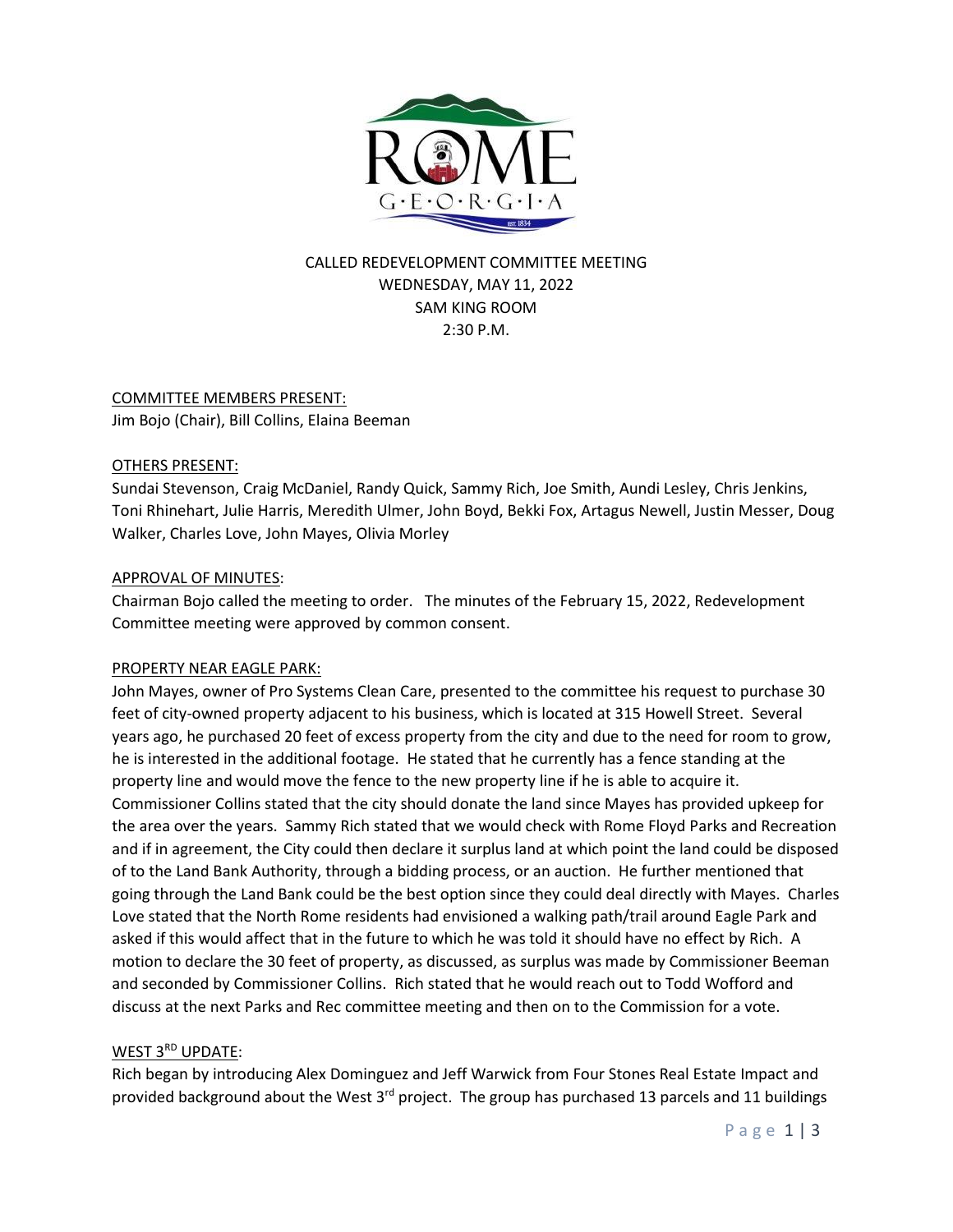CALLED REDEVELOPMENT COMMITTEE MEETING
WEDNESDAY, MAY 11, 2022
SAM KING ROOM
2:30 P.M.

COMMITTEE MEMBERS PRESENT:
Jim Bojo (Chair), Bill Collins, Elaina Beeman

OTHERS PRESENT:
Sundai Stevenson, Craig McDaniel, Randy Quick, Sammy Rich, Joe Smith, Aundi Lesley, Chris Jenkins, Toni Rhinehart, Julie Harris, Meredith Ulmer, John Boyd, Bekki Fox, Artagus Newell, Justin Messer, Doug Walker, Charles Love, John Mayes, Olivia Morley

APPROVAL OF MINUTES:
Chairman Bojo called the meeting to order. The minutes of the February 15, 2022, Redevelopment Committee meeting were approved by common consent.

PROPERTY NEAR EAGLE PARK:
John Mayes, owner of Pro Systems Clean Care, presented to the committee his request to purchase 30 feet of city-owned property adjacent to his business, which is located at 315 Howell Street. Several years ago, he purchased 20 feet of excess property from the city and due to the need for room to grow, he is interested in the additional footage. He stated that he currently has a fence standing at the property line and would move the fence to the new property line if he is able to acquire it. Commissioner Collins stated that the city should donate the land since Mayes has provided upkeep for the area over the years. Sammy Rich stated that we would check with Rome Floyd Parks and Recreation and if in agreement, the City could then declare it surplus land at which point the land could be disposed of to the Land Bank Authority, through a bidding process, or an auction. He further mentioned that going through the Land Bank could be the best option since they could deal directly with Mayes. Charles Love stated that the North Rome residents had envisioned a walking path/trail around Eagle Park and asked if this would affect that in the future to which he was told it should have no effect by Rich. A motion to declare the 30 feet of property, as discussed, as surplus was made by Commissioner Beeman and seconded by Commissioner Collins. Rich stated that he would reach out to Todd Wofford and discuss at the next Parks and Rec committee meeting and then on to the Commission for a vote.

WEST 3RD UPDATE:
Rich began by introducing Alex Dominguez and Jeff Warwick from Four Stones Real Estate Impact and provided background about the West 3rd project. The group has purchased 13 parcels and 11 buildings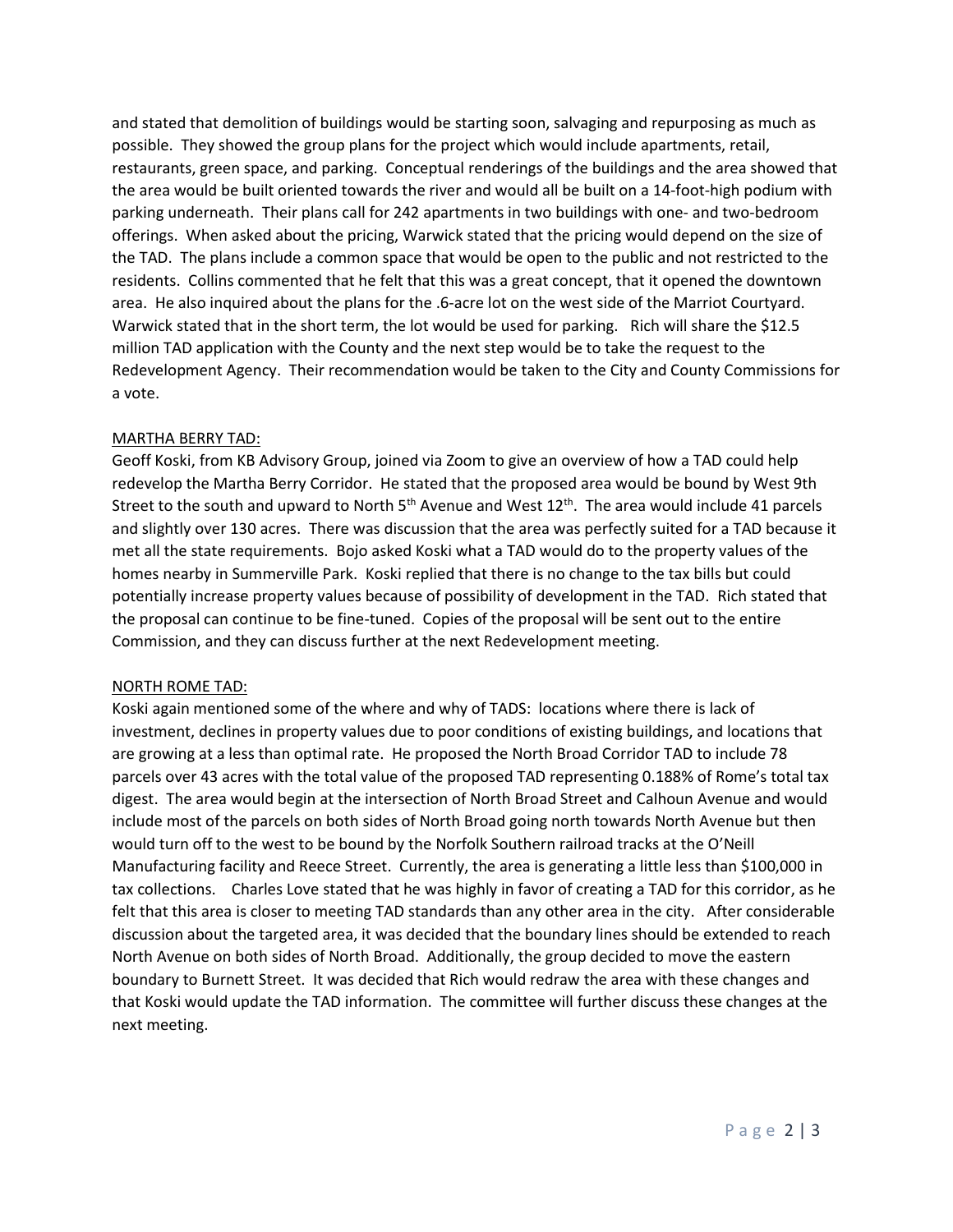and stated that demolition of buildings would be starting soon, salvaging and repurposing as much as possible. They showed the group plans for the project which would include apartments, retail, restaurants, green space, and parking. Conceptual renderings of the buildings and the area showed that the area would be built oriented towards the river and would all be built on a 14-foot-high podium with parking underneath. Their plans call for 242 apartments in two buildings with one- and two-bedroom offerings. When asked about the pricing, Warwick stated that the pricing would depend on the size of the TAD. The plans include a common space that would be open to the public and not restricted to the residents. Collins commented that he felt that this was a great concept, that it opened the downtown area. He also inquired about the plans for the .6-acre lot on the west side of the Marriot Courtyard. Warwick stated that in the short term, the lot would be used for parking. Rich will share the $12.5 million TAD application with the County and the next step would be to take the request to the Redevelopment Agency. Their recommendation would be taken to the City and County Commissions for a vote.

MARTHA BERRY TAD:

Geoff Koski, from KB Advisory Group, joined via Zoom to give an overview of how a TAD could help redevelop the Martha Berry Corridor. He stated that the proposed area would be bound by West 9th Street to the south and upward to North 5th Avenue and West 12th. The area would include 41 parcels and slightly over 130 acres. There was discussion that the area was perfectly suited for a TAD because it met all the state requirements. Bojo asked Koski what a TAD would do to the property values of the homes nearby in Summerville Park. Koski replied that there is no change to the tax bills but could potentially increase property values because of possibility of development in the TAD. Rich stated that the proposal can continue to be fine-tuned. Copies of the proposal will be sent out to the entire Commission, and they can discuss further at the next Redevelopment meeting.

NORTH ROME TAD:

Koski again mentioned some of the where and why of TADS: locations where there is lack of investment, declines in property values due to poor conditions of existing buildings, and locations that are growing at a less than optimal rate. He proposed the North Broad Corridor TAD to include 78 parcels over 43 acres with the total value of the proposed TAD representing 0.188% of Rome's total tax digest. The area would begin at the intersection of North Broad Street and Calhoun Avenue and would include most of the parcels on both sides of North Broad going north towards North Avenue but then would turn off to the west to be bound by the Norfolk Southern railroad tracks at the O'Neill Manufacturing facility and Reece Street. Currently, the area is generating a little less than $100,000 in tax collections. Charles Love stated that he was highly in favor of creating a TAD for this corridor, as he felt that this area is closer to meeting TAD standards than any other area in the city. After considerable discussion about the targeted area, it was decided that the boundary lines should be extended to reach North Avenue on both sides of North Broad. Additionally, the group decided to move the eastern boundary to Burnett Street. It was decided that Rich would redraw the area with these changes and that Koski would update the TAD information. The committee will further discuss these changes at the next meeting.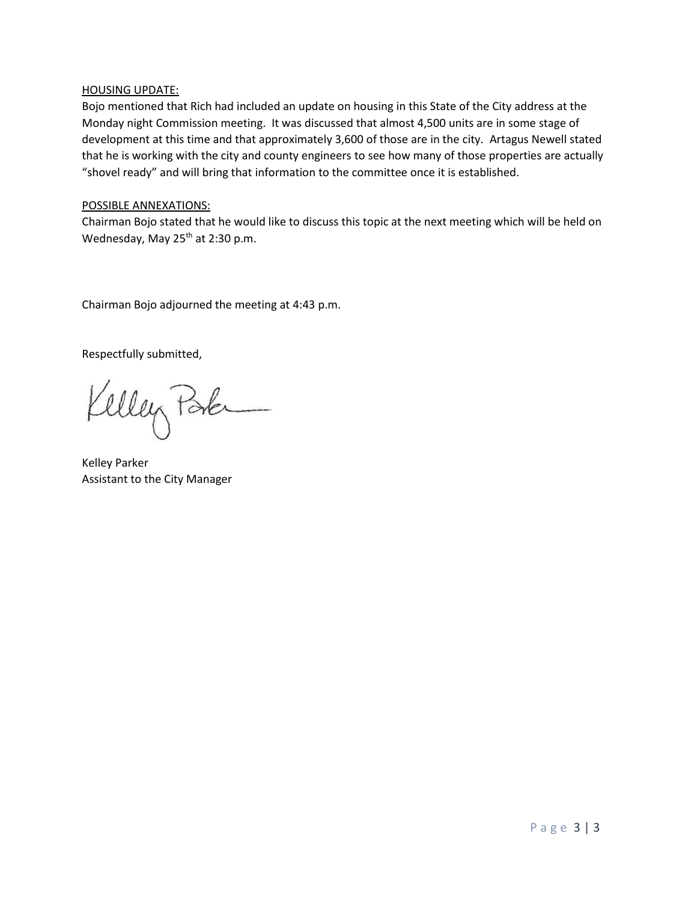<u>HOUSING UPDATE:</u>

Bojo mentioned that Rich had included an update on housing in this State of the City address at the Monday night Commission meeting. It was discussed that almost 4,500 units are in some stage of development at this time and that approximately 3,600 of those are in the city. Artagus Newell stated that he is working with the city and county engineers to see how many of those properties are actually "shovel ready" and will bring that information to the committee once it is established.

<u>POSSIBLE ANNEXATIONS:</u>

Chairman Bojo stated that he would like to discuss this topic at the next meeting which will be held on Wednesday, May 25th at 2:30 p.m.

Chairman Bojo adjourned the meeting at 4:43 p.m.

Respectfully submitted,

Kelley Parker

Kelley Parker
Assistant to the City Manager